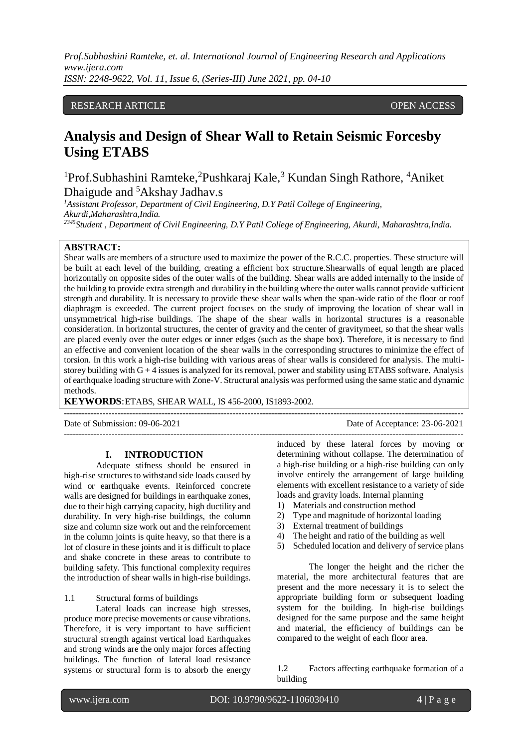RESEARCH ARTICLE OPEN ACCESS

# Analysis and Design of Shear Wall to Retain Seismic Forcesby Using ETABS

[1]Prof.Subhashini Ramteke,[2]Pushkaraj Kale,[3] Kundan Singh Rathore, [4]Aniket Dhaigude and [5]Akshay Jadhav.s

*[1]Assistant Professor, Department of Civil Engineering, D.Y Patil College of Engineering, Akurdi,Maharashtra,India.*
*[2345]Student , Department of Civil Engineering, D.Y Patil College of Engineering, Akurdi, Maharashtra,India.*

**ABSTRACT:**
Shear walls are members of a structure used to maximize the power of the R.C.C. properties. These structure will be built at each level of the building, creating a efficient box structure.Shearwalls of equal length are placed horizontally on opposite sides of the outer walls of the building. Shear walls are added internally to the inside of the building to provide extra strength and durability in the building where the outer walls cannot provide sufficient strength and durability. It is necessary to provide these shear walls when the span-wide ratio of the floor or roof diaphragm is exceeded. The current project focuses on the study of improving the location of shear wall in unsymmetrical high-rise buildings. The shape of the shear walls in horizontal structures is a reasonable consideration. In horizontal structures, the center of gravity and the center of gravitymeet, so that the shear walls are placed evenly over the outer edges or inner edges (such as the shape box). Therefore, it is necessary to find an effective and convenient location of the shear walls in the corresponding structures to minimize the effect of torsion. In this work a high-rise building with various areas of shear walls is considered for analysis. The multi-storey building with G + 4 issues is analyzed for its removal, power and stability using ETABS software. Analysis of earthquake loading structure with Zone-V. Structural analysis was performed using the same static and dynamic methods.

**KEYWORDS**:ETABS, SHEAR WALL, IS 456-2000, IS1893-2002.

---

Date of Submission: 09-06-2021 Date of Acceptance: 23-06-2021

---

## I. INTRODUCTION

Adequate stifness should be ensured in high-rise structures to withstand side loads caused by wind or earthquake events. Reinforced concrete walls are designed for buildings in earthquake zones, due to their high carrying capacity, high ductility and durability. In very high-rise buildings, the column size and column size work out and the reinforcement in the column joints is quite heavy, so that there is a lot of closure in these joints and it is difficult to place and shake concrete in these areas to contribute to building safety. This functional complexity requires the introduction of shear walls in high-rise buildings.

1.1 Structural forms of buildings

Lateral loads can increase high stresses, produce more precise movements or cause vibrations. Therefore, it is very important to have sufficient structural strength against vertical load Earthquakes and strong winds are the only major forces affecting buildings. The function of lateral load resistance systems or structural form is to absorb the energy induced by these lateral forces by moving or determining without collapse. The determination of a high-rise building or a high-rise building can only involve entirely the arrangement of large building elements with excellent resistance to a variety of side loads and gravity loads. Internal planning

1) Materials and construction method
2) Type and magnitude of horizontal loading
3) External treatment of buildings
4) The height and ratio of the building as well
5) Scheduled location and delivery of service plans

The longer the height and the richer the material, the more architectural features that are present and the more necessary it is to select the appropriate building form or subsequent loading system for the building. In high-rise buildings designed for the same purpose and the same height and material, the efficiency of buildings can be compared to the weight of each floor area.

1.2 Factors affecting earthquake formation of a building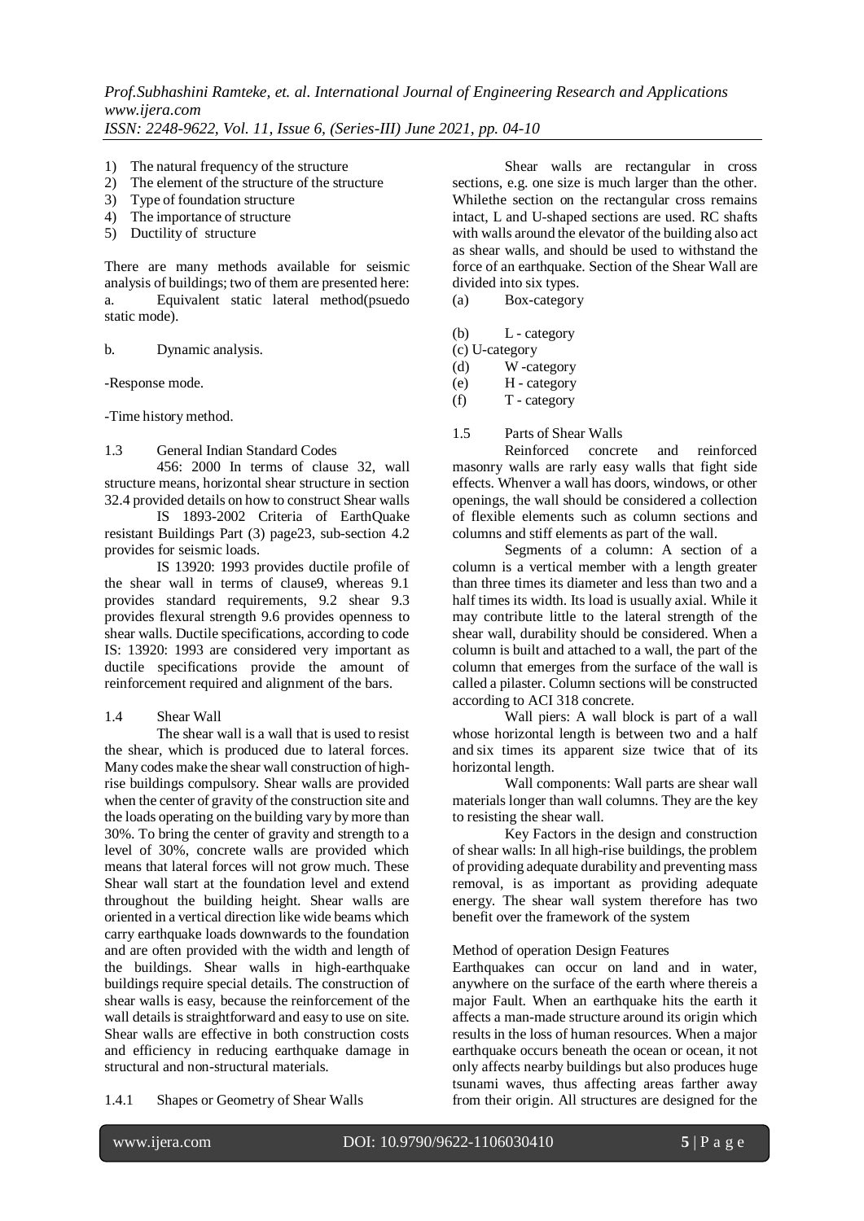1) The natural frequency of the structure
2) The element of the structure of the structure
3) Type of foundation structure
4) The importance of structure
5) Ductility of structure

There are many methods available for seismic analysis of buildings; two of them are presented here:

a. Equivalent static lateral method(psuedo static mode).

b. Dynamic analysis.

-Response mode.

-Time history method.

### 1.3 General Indian Standard Codes

456: 2000 In terms of clause 32, wall structure means, horizontal shear structure in section 32.4 provided details on how to construct Shear walls

IS 1893-2002 Criteria of EarthQuake resistant Buildings Part (3) page23, sub-section 4.2 provides for seismic loads.

IS 13920: 1993 provides ductile profile of the shear wall in terms of clause9, whereas 9.1 provides standard requirements, 9.2 shear 9.3 provides flexural strength 9.6 provides openness to shear walls. Ductile specifications, according to code IS: 13920: 1993 are considered very important as ductile specifications provide the amount of reinforcement required and alignment of the bars.

### 1.4 Shear Wall

The shear wall is a wall that is used to resist the shear, which is produced due to lateral forces. Many codes make the shear wall construction of high-rise buildings compulsory. Shear walls are provided when the center of gravity of the construction site and the loads operating on the building vary by more than 30%. To bring the center of gravity and strength to a level of 30%, concrete walls are provided which means that lateral forces will not grow much. These Shear wall start at the foundation level and extend throughout the building height. Shear walls are oriented in a vertical direction like wide beams which carry earthquake loads downwards to the foundation and are often provided with the width and length of the buildings. Shear walls in high-earthquake buildings require special details. The construction of shear walls is easy, because the reinforcement of the wall details is straightforward and easy to use on site. Shear walls are effective in both construction costs and efficiency in reducing earthquake damage in structural and non-structural materials.

#### 1.4.1 Shapes or Geometry of Shear Walls

Shear walls are rectangular in cross sections, e.g. one size is much larger than the other. Whilethe section on the rectangular cross remains intact, L and U-shaped sections are used. RC shafts with walls around the elevator of the building also act as shear walls, and should be used to withstand the force of an earthquake. Section of the Shear Wall are divided into six types.

(a) Box-category

(b) L - category

(c) U-category

(d) W -category

(e) H - category

(f) T - category

### 1.5 Parts of Shear Walls

Reinforced concrete and reinforced masonry walls are rarly easy walls that fight side effects. Whenver a wall has doors, windows, or other openings, the wall should be considered a collection of flexible elements such as column sections and columns and stiff elements as part of the wall.

Segments of a column: A section of a column is a vertical member with a length greater than three times its diameter and less than two and a half times its width. Its load is usually axial. While it may contribute little to the lateral strength of the shear wall, durability should be considered. When a column is built and attached to a wall, the part of the column that emerges from the surface of the wall is called a pilaster. Column sections will be constructed according to ACI 318 concrete.

Wall piers: A wall block is part of a wall whose horizontal length is between two and a half and six times its apparent size twice that of its horizontal length.

Wall components: Wall parts are shear wall materials longer than wall columns. They are the key to resisting the shear wall.

Key Factors in the design and construction of shear walls: In all high-rise buildings, the problem of providing adequate durability and preventing mass removal, is as important as providing adequate energy. The shear wall system therefore has two benefit over the framework of the system

Method of operation Design Features

Earthquakes can occur on land and in water, anywhere on the surface of the earth where thereis a major Fault. When an earthquake hits the earth it affects a man-made structure around its origin which results in the loss of human resources. When a major earthquake occurs beneath the ocean or ocean, it not only affects nearby buildings but also produces huge tsunami waves, thus affecting areas farther away from their origin. All structures are designed for the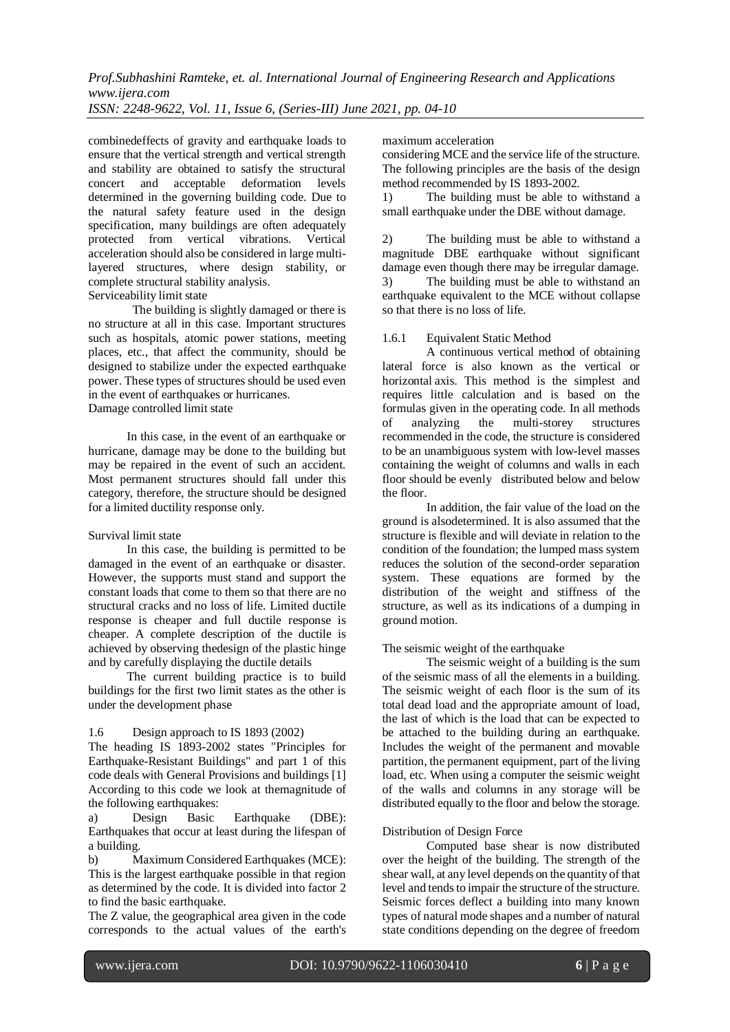combinedeffects of gravity and earthquake loads to ensure that the vertical strength and vertical strength and stability are obtained to satisfy the structural concert and acceptable deformation levels determined in the governing building code. Due to the natural safety feature used in the design specification, many buildings are often adequately protected from vertical vibrations. Vertical acceleration should also be considered in large multi-layered structures, where design stability, or complete structural stability analysis.

Serviceability limit state

The building is slightly damaged or there is no structure at all in this case. Important structures such as hospitals, atomic power stations, meeting places, etc., that affect the community, should be designed to stabilize under the expected earthquake power. These types of structures should be used even in the event of earthquakes or hurricanes.

Damage controlled limit state

In this case, in the event of an earthquake or hurricane, damage may be done to the building but may be repaired in the event of such an accident. Most permanent structures should fall under this category, therefore, the structure should be designed for a limited ductility response only.

Survival limit state

In this case, the building is permitted to be damaged in the event of an earthquake or disaster. However, the supports must stand and support the constant loads that come to them so that there are no structural cracks and no loss of life. Limited ductile response is cheaper and full ductile response is cheaper. A complete description of the ductile is achieved by observing thedesign of the plastic hinge and by carefully displaying the ductile details

The current building practice is to build buildings for the first two limit states as the other is under the development phase

## 1.6 Design approach to IS 1893 (2002)

The heading IS 1893-2002 states "Principles for Earthquake-Resistant Buildings" and part 1 of this code deals with General Provisions and buildings [1] According to this code we look at themagnitude of the following earthquakes:

a) Design Basic Earthquake (DBE): Earthquakes that occur at least during the lifespan of a building.

b) Maximum Considered Earthquakes (MCE): This is the largest earthquake possible in that region as determined by the code. It is divided into factor 2 to find the basic earthquake.

The Z value, the geographical area given in the code corresponds to the actual values of the earth's maximum acceleration

considering MCE and the service life of the structure. The following principles are the basis of the design method recommended by IS 1893-2002.

1) The building must be able to withstand a small earthquake under the DBE without damage.

2) The building must be able to withstand a magnitude DBE earthquake without significant damage even though there may be irregular damage.

3) The building must be able to withstand an earthquake equivalent to the MCE without collapse so that there is no loss of life.

### 1.6.1 Equivalent Static Method

A continuous vertical method of obtaining lateral force is also known as the vertical or horizontal axis. This method is the simplest and requires little calculation and is based on the formulas given in the operating code. In all methods of analyzing the multi-storey structures recommended in the code, the structure is considered to be an unambiguous system with low-level masses containing the weight of columns and walls in each floor should be evenly distributed below and below the floor.

In addition, the fair value of the load on the ground is alsodetermined. It is also assumed that the structure is flexible and will deviate in relation to the condition of the foundation; the lumped mass system reduces the solution of the second-order separation system. These equations are formed by the distribution of the weight and stiffness of the structure, as well as its indications of a dumping in ground motion.

The seismic weight of the earthquake

The seismic weight of a building is the sum of the seismic mass of all the elements in a building. The seismic weight of each floor is the sum of its total dead load and the appropriate amount of load, the last of which is the load that can be expected to be attached to the building during an earthquake. Includes the weight of the permanent and movable partition, the permanent equipment, part of the living load, etc. When using a computer the seismic weight of the walls and columns in any storage will be distributed equally to the floor and below the storage.

Distribution of Design Force

Computed base shear is now distributed over the height of the building. The strength of the shear wall, at any level depends on the quantity of that level and tends to impair the structure of the structure. Seismic forces deflect a building into many known types of natural mode shapes and a number of natural state conditions depending on the degree of freedom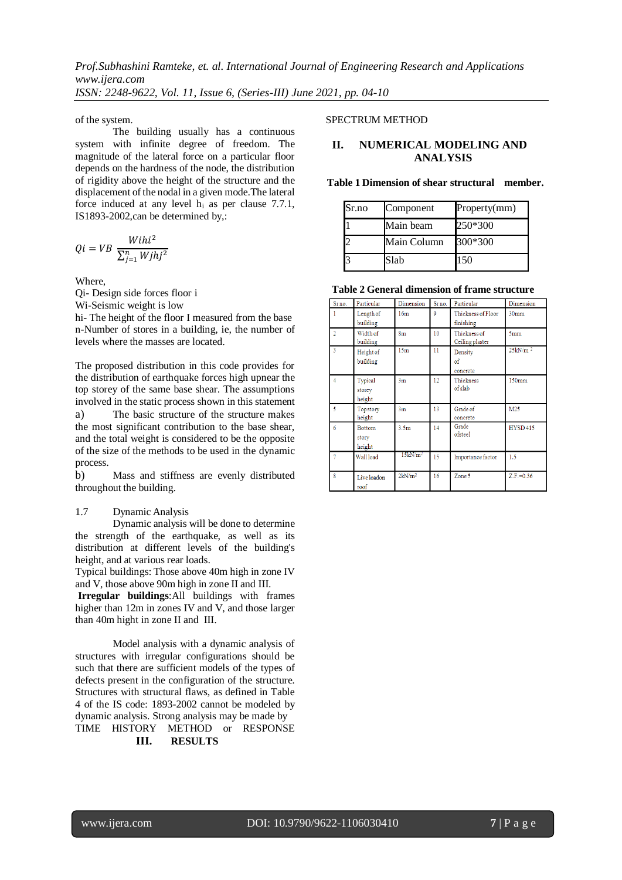of the system.

The building usually has a continuous system with infinite degree of freedom. The magnitude of the lateral force on a particular floor depends on the hardness of the node, the distribution of rigidity above the height of the structure and the displacement of the nodal in a given mode.The lateral force induced at any level $h_i$ as per clause 7.7.1, IS1893-2002,can be determined by,:

$$Qi = VB \frac{Wihi^2}{\sum_{j=1}^{n} Wjhj^2}$$

Where,
Qi- Design side forces floor i
Wi-Seismic weight is low
hi- The height of the floor I measured from the base
n-Number of stores in a building, ie, the number of levels where the masses are located.

The proposed distribution in this code provides for the distribution of earthquake forces high upnear the top storey of the same base shear. The assumptions involved in the static process shown in this statement

a) The basic structure of the structure makes the most significant contribution to the base shear, and the total weight is considered to be the opposite of the size of the methods to be used in the dynamic process.

b) Mass and stiffness are evenly distributed throughout the building.

1.7 Dynamic Analysis

Dynamic analysis will be done to determine the strength of the earthquake, as well as its distribution at different levels of the building's height, and at various rear loads.

Typical buildings: Those above 40m high in zone IV and V, those above 90m high in zone II and III.

**Irregular buildings**:All buildings with frames higher than 12m in zones IV and V, and those larger than 40m hight in zone II and III.

Model analysis with a dynamic analysis of structures with irregular configurations should be such that there are sufficient models of the types of defects present in the configuration of the structure. Structures with structural flaws, as defined in Table 4 of the IS code: 1893-2002 cannot be modeled by dynamic analysis. Strong analysis may be made by TIME HISTORY METHOD or RESPONSE SPECTRUM METHOD

## III. RESULTS

## II. NUMERICAL MODELING AND ANALYSIS

**Table 1 Dimension of shear structural member.**

| Sr.no | Component | Property(mm) |
|---|---|---|
| 1 | Main beam | 250*300 |
| 2 | Main Column | 300*300 |
| 3 | Slab | 150 |

**Table 2 General dimension of frame structure**

| Sr no. | Particular | Dimension | Sr no. | Particular | Dimension |
|---|---|---|---|---|---|
| 1 | Length of building | 16m | 9 | Thickness of Floor finishing | 30mm |
| 2 | Width of building | 8m | 10 | Thickness of Ceiling plaster | 5mm |
| 3 | Height of building | 15m | 11 | Density of concrete | 25kN/m $^2$ |
| 4 | Typical storey height | 3m | 12 | Thickness of slab | 150mm |
| 5 | Top story height | 3m | 13 | Grade of concrete | M25 |
| 6 | Bottom story height | 3.5m | 14 | Grade ofsteel | HYSD 415 |
| 7 | Wall load | 15kN/m$^2$ | 15 | Importance factor | 1.5 |
| 8 | Live loadon roof | 2kN/m$^2$ | 16 | Zone 5 | Z.F.=0.36 |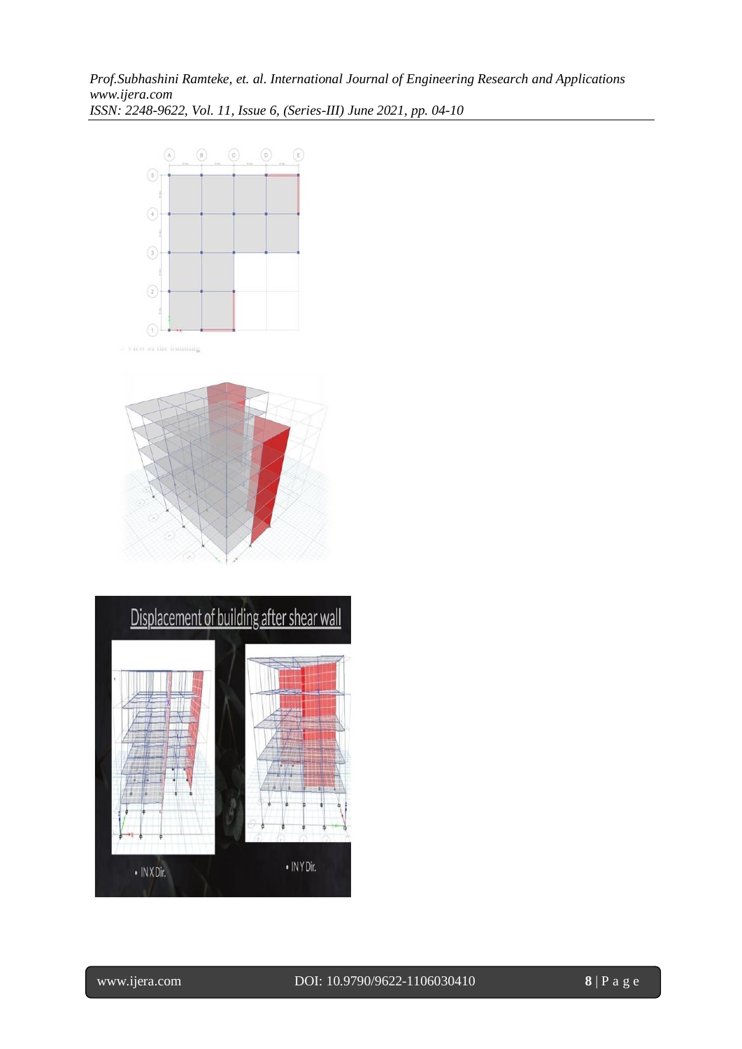Displacement of building after shear wall

• IN X Dir.

• IN Y Dir.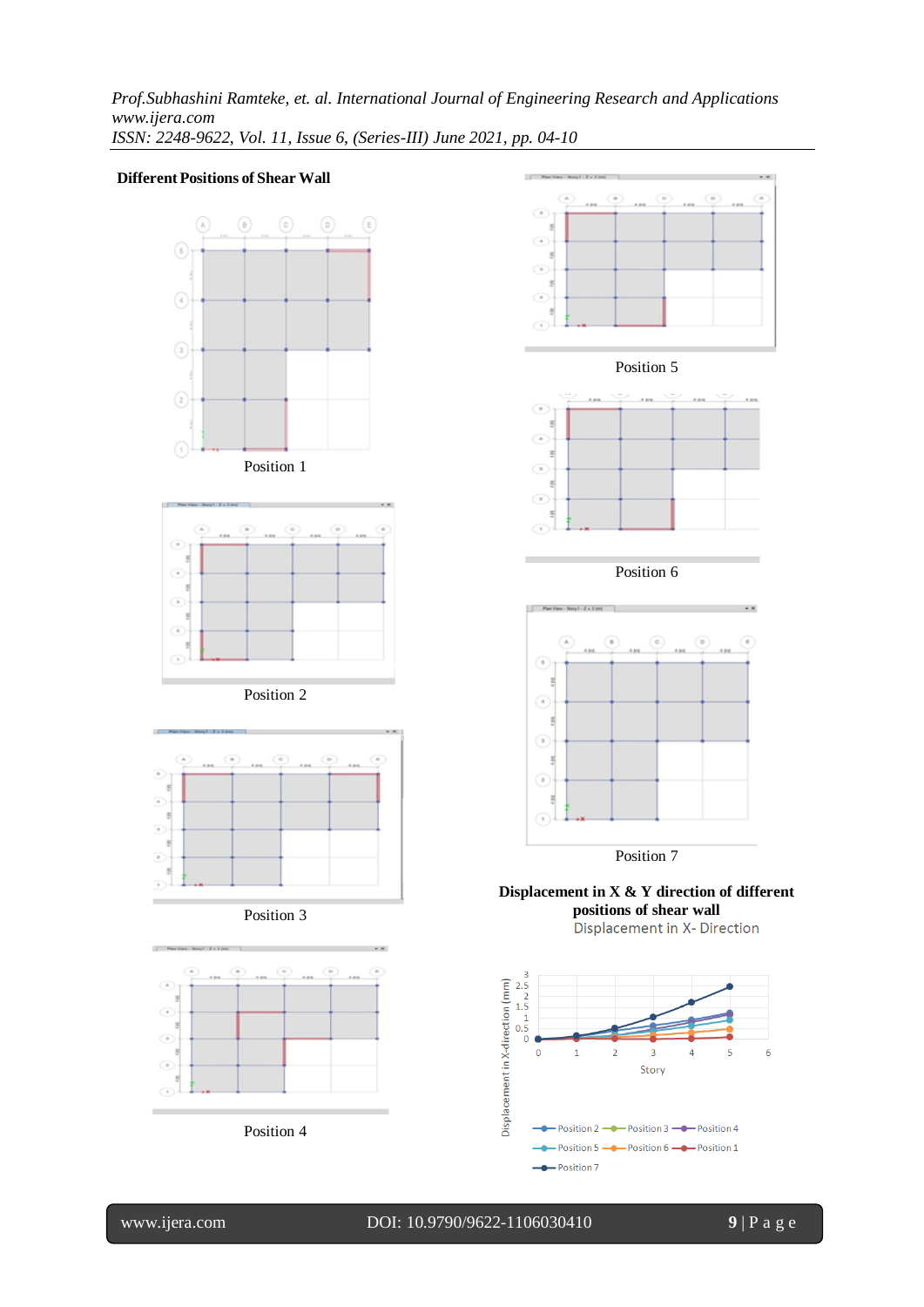**Different Positions of Shear Wall**

Position 1

Position 2

Position 3

Position 4

Position 5

Position 6

Position 7

**Displacement in X & Y direction of different positions of shear wall**

Displacement in X- Direction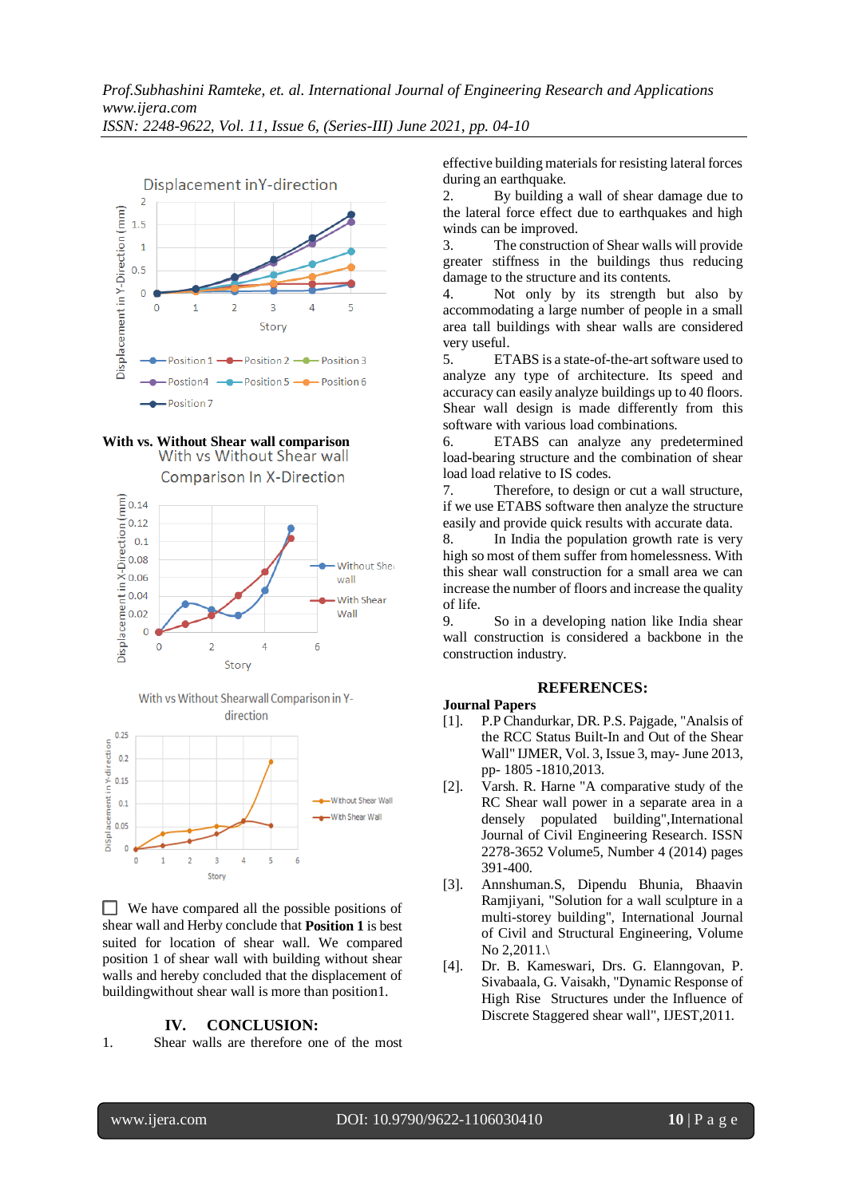Displacement inY-direction

Displacement in Y-Direction (mm)

2
1.5
1
0.5
0

0 1 2 3 4 5

Story

Position 1 Position 2 Position 3 Postion4 Position 5 Position 6 Position 7

**With vs. Without Shear wall comparison**

With vs Without Shear wall Comparison In X-Direction

Displacement in X-Direction (mm)

0.14
0.12
0.1
0.08
0.06
0.04
0.02
0

0 2 4 6

Story

Without Shear wall
With Shear Wall

With vs Without Shearwall Comparison in Y-direction

Displacement in Y-direction

0.25
0.2
0.15
0.1
0.05
0

0 1 2 3 4 5 6

Story

Without Shear Wall
With Shear Wall

☐ We have compared all the possible positions of shear wall and Herby conclude that **Position 1** is best suited for location of shear wall. We compared position 1 of shear wall with building without shear walls and hereby concluded that the displacement of buildingwithout shear wall is more than position1.

## IV. CONCLUSION:

1. Shear walls are therefore one of the most effective building materials for resisting lateral forces during an earthquake.
2. By building a wall of shear damage due to the lateral force effect due to earthquakes and high winds can be improved.
3. The construction of Shear walls will provide greater stiffness in the buildings thus reducing damage to the structure and its contents.
4. Not only by its strength but also by accommodating a large number of people in a small area tall buildings with shear walls are considered very useful.
5. ETABS is a state-of-the-art software used to analyze any type of architecture. Its speed and accuracy can easily analyze buildings up to 40 floors. Shear wall design is made differently from this software with various load combinations.
6. ETABS can analyze any predetermined load-bearing structure and the combination of shear load load relative to IS codes.
7. Therefore, to design or cut a wall structure, if we use ETABS software then analyze the structure easily and provide quick results with accurate data.
8. In India the population growth rate is very high so most of them suffer from homelessness. With this shear wall construction for a small area we can increase the number of floors and increase the quality of life.
9. So in a developing nation like India shear wall construction is considered a backbone in the construction industry.

## REFERENCES:

**Journal Papers**

[1]. P.P Chandurkar, DR. P.S. Pajgade, "Analsis of the RCC Status Built-In and Out of the Shear Wall" IJMER, Vol. 3, Issue 3, may- June 2013, pp- 1805 -1810,2013.

[2]. Varsh. R. Harne "A comparative study of the RC Shear wall power in a separate area in a densely populated building",International Journal of Civil Engineering Research. ISSN 2278-3652 Volume5, Number 4 (2014) pages 391-400.

[3]. Annshuman.S, Dipendu Bhunia, Bhaavin Ramjiyani, "Solution for a wall sculpture in a multi-storey building", International Journal of Civil and Structural Engineering, Volume No 2,2011.\

[4]. Dr. B. Kameswari, Drs. G. Elanngovan, P. Sivabaala, G. Vaisakh, "Dynamic Response of High Rise Structures under the Influence of Discrete Staggered shear wall", IJEST,2011.